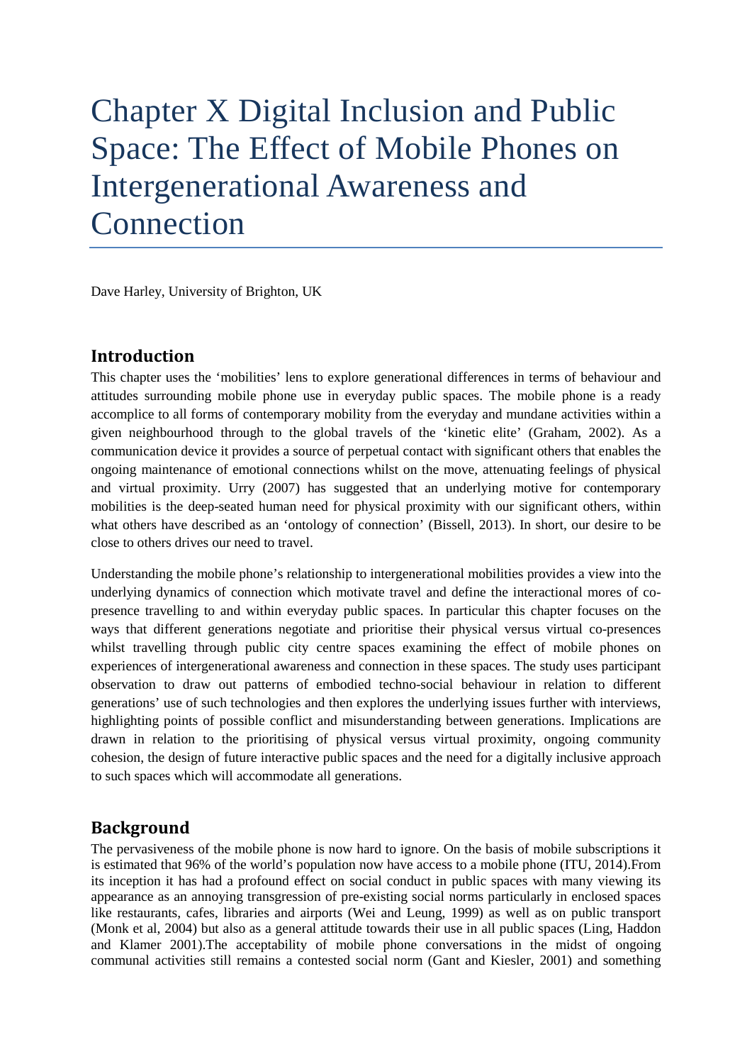# Chapter X Digital Inclusion and Public Space: The Effect of Mobile Phones on Intergenerational Awareness and Connection

Dave Harley, University of Brighton, UK

## Introduction

This chapter uses the 'mobilities' lens to explore generational differences in terms of behaviour and attitudes surrounding mobile phone use in everyday public spaces. The mobile phone is a ready accomplice to all forms of contemporary mobility from the everyday and mundane activities within a given neighbourhood through to the global travels of the 'kinetic elite' (Graham, 2002). As a communication device it provides a source of perpetual contact with significant others that enables the ongoing maintenance of emotional connections whilst on the move, attenuating feelings of physical and virtual proximity. Urry (2007) has suggested that an underlying motive for contemporary mobilities is the deep-seated human need for physical proximity with our significant others, within what others have described as an 'ontology of connection' (Bissell, 2013). In short, our desire to be close to others drives our need to travel.

Understanding the mobile phone's relationship to intergenerational mobilities provides a view into the underlying dynamics of connection which motivate travel and define the interactional mores of co-presence travelling to and within everyday public spaces. In particular this chapter focuses on the ways that different generations negotiate and prioritise their physical versus virtual co-presences whilst travelling through public city centre spaces examining the effect of mobile phones on experiences of intergenerational awareness and connection in these spaces. The study uses participant observation to draw out patterns of embodied techno-social behaviour in relation to different generations' use of such technologies and then explores the underlying issues further with interviews, highlighting points of possible conflict and misunderstanding between generations. Implications are drawn in relation to the prioritising of physical versus virtual proximity, ongoing community cohesion, the design of future interactive public spaces and the need for a digitally inclusive approach to such spaces which will accommodate all generations.

## Background

The pervasiveness of the mobile phone is now hard to ignore. On the basis of mobile subscriptions it is estimated that 96% of the world's population now have access to a mobile phone (ITU, 2014).From its inception it has had a profound effect on social conduct in public spaces with many viewing its appearance as an annoying transgression of pre-existing social norms particularly in enclosed spaces like restaurants, cafes, libraries and airports (Wei and Leung, 1999) as well as on public transport (Monk et al, 2004) but also as a general attitude towards their use in all public spaces (Ling, Haddon and Klamer 2001).The acceptability of mobile phone conversations in the midst of ongoing communal activities still remains a contested social norm (Gant and Kiesler, 2001) and something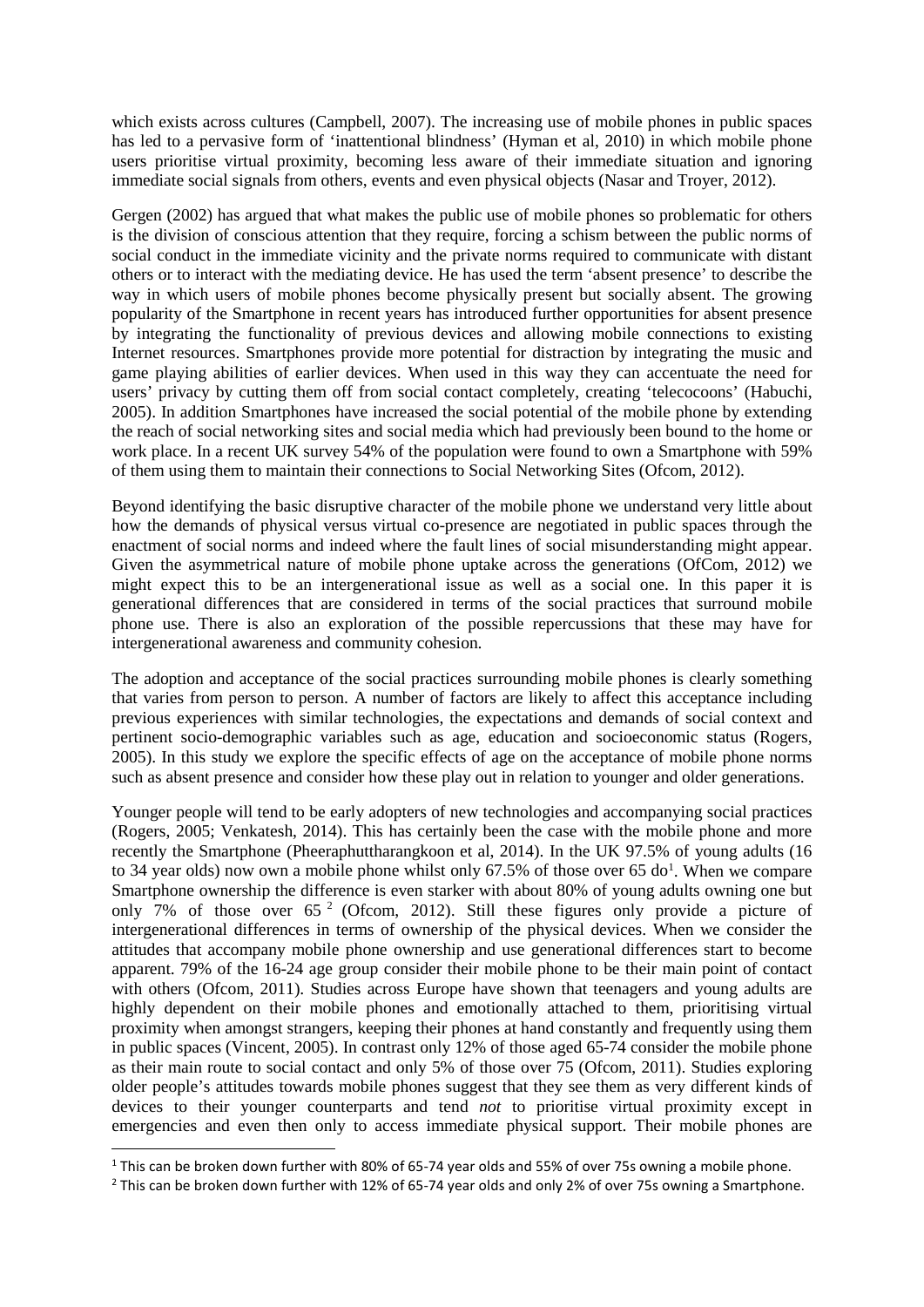which exists across cultures (Campbell, 2007). The increasing use of mobile phones in public spaces has led to a pervasive form of 'inattentional blindness' (Hyman et al, 2010) in which mobile phone users prioritise virtual proximity, becoming less aware of their immediate situation and ignoring immediate social signals from others, events and even physical objects (Nasar and Troyer, 2012).

Gergen (2002) has argued that what makes the public use of mobile phones so problematic for others is the division of conscious attention that they require, forcing a schism between the public norms of social conduct in the immediate vicinity and the private norms required to communicate with distant others or to interact with the mediating device. He has used the term 'absent presence' to describe the way in which users of mobile phones become physically present but socially absent. The growing popularity of the Smartphone in recent years has introduced further opportunities for absent presence by integrating the functionality of previous devices and allowing mobile connections to existing Internet resources. Smartphones provide more potential for distraction by integrating the music and game playing abilities of earlier devices. When used in this way they can accentuate the need for users' privacy by cutting them off from social contact completely, creating 'telecocoons' (Habuchi, 2005). In addition Smartphones have increased the social potential of the mobile phone by extending the reach of social networking sites and social media which had previously been bound to the home or work place. In a recent UK survey 54% of the population were found to own a Smartphone with 59% of them using them to maintain their connections to Social Networking Sites (Ofcom, 2012).

Beyond identifying the basic disruptive character of the mobile phone we understand very little about how the demands of physical versus virtual co-presence are negotiated in public spaces through the enactment of social norms and indeed where the fault lines of social misunderstanding might appear. Given the asymmetrical nature of mobile phone uptake across the generations (OfCom, 2012) we might expect this to be an intergenerational issue as well as a social one. In this paper it is generational differences that are considered in terms of the social practices that surround mobile phone use. There is also an exploration of the possible repercussions that these may have for intergenerational awareness and community cohesion.

The adoption and acceptance of the social practices surrounding mobile phones is clearly something that varies from person to person. A number of factors are likely to affect this acceptance including previous experiences with similar technologies, the expectations and demands of social context and pertinent socio-demographic variables such as age, education and socioeconomic status (Rogers, 2005). In this study we explore the specific effects of age on the acceptance of mobile phone norms such as absent presence and consider how these play out in relation to younger and older generations.

Younger people will tend to be early adopters of new technologies and accompanying social practices (Rogers, 2005; Venkatesh, 2014). This has certainly been the case with the mobile phone and more recently the Smartphone (Pheeraphuttharangkoon et al, 2014). In the UK 97.5% of young adults (16 to 34 year olds) now own a mobile phone whilst only 67.5% of those over 65 do[1]. When we compare Smartphone ownership the difference is even starker with about 80% of young adults owning one but only 7% of those over 65 [2] (Ofcom, 2012). Still these figures only provide a picture of intergenerational differences in terms of ownership of the physical devices. When we consider the attitudes that accompany mobile phone ownership and use generational differences start to become apparent. 79% of the 16-24 age group consider their mobile phone to be their main point of contact with others (Ofcom, 2011). Studies across Europe have shown that teenagers and young adults are highly dependent on their mobile phones and emotionally attached to them, prioritising virtual proximity when amongst strangers, keeping their phones at hand constantly and frequently using them in public spaces (Vincent, 2005). In contrast only 12% of those aged 65-74 consider the mobile phone as their main route to social contact and only 5% of those over 75 (Ofcom, 2011). Studies exploring older people's attitudes towards mobile phones suggest that they see them as very different kinds of devices to their younger counterparts and tend *not* to prioritise virtual proximity except in emergencies and even then only to access immediate physical support. Their mobile phones are

[1] This can be broken down further with 80% of 65-74 year olds and 55% of over 75s owning a mobile phone.

[2] This can be broken down further with 12% of 65-74 year olds and only 2% of over 75s owning a Smartphone.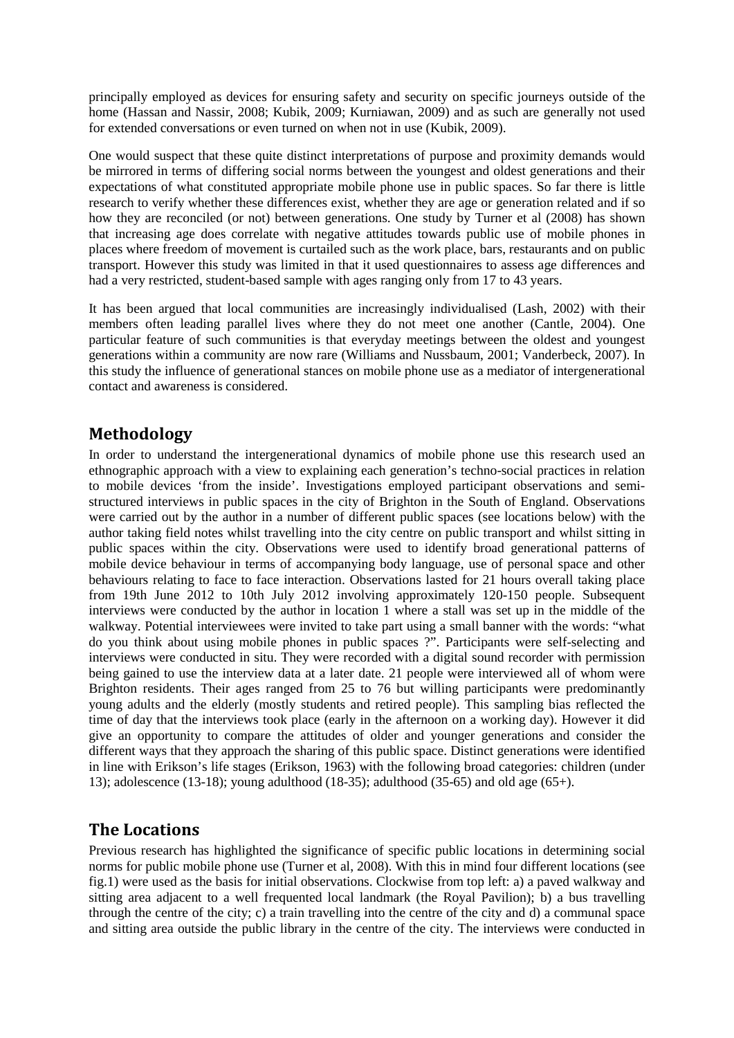principally employed as devices for ensuring safety and security on specific journeys outside of the home (Hassan and Nassir, 2008; Kubik, 2009; Kurniawan, 2009) and as such are generally not used for extended conversations or even turned on when not in use (Kubik, 2009).

One would suspect that these quite distinct interpretations of purpose and proximity demands would be mirrored in terms of differing social norms between the youngest and oldest generations and their expectations of what constituted appropriate mobile phone use in public spaces. So far there is little research to verify whether these differences exist, whether they are age or generation related and if so how they are reconciled (or not) between generations. One study by Turner et al (2008) has shown that increasing age does correlate with negative attitudes towards public use of mobile phones in places where freedom of movement is curtailed such as the work place, bars, restaurants and on public transport. However this study was limited in that it used questionnaires to assess age differences and had a very restricted, student-based sample with ages ranging only from 17 to 43 years.

It has been argued that local communities are increasingly individualised (Lash, 2002) with their members often leading parallel lives where they do not meet one another (Cantle, 2004). One particular feature of such communities is that everyday meetings between the oldest and youngest generations within a community are now rare (Williams and Nussbaum, 2001; Vanderbeck, 2007). In this study the influence of generational stances on mobile phone use as a mediator of intergenerational contact and awareness is considered.

## Methodology

In order to understand the intergenerational dynamics of mobile phone use this research used an ethnographic approach with a view to explaining each generation's techno-social practices in relation to mobile devices 'from the inside'. Investigations employed participant observations and semi-structured interviews in public spaces in the city of Brighton in the South of England. Observations were carried out by the author in a number of different public spaces (see locations below) with the author taking field notes whilst travelling into the city centre on public transport and whilst sitting in public spaces within the city. Observations were used to identify broad generational patterns of mobile device behaviour in terms of accompanying body language, use of personal space and other behaviours relating to face to face interaction. Observations lasted for 21 hours overall taking place from 19th June 2012 to 10th July 2012 involving approximately 120-150 people. Subsequent interviews were conducted by the author in location 1 where a stall was set up in the middle of the walkway. Potential interviewees were invited to take part using a small banner with the words: "what do you think about using mobile phones in public spaces ?". Participants were self-selecting and interviews were conducted in situ. They were recorded with a digital sound recorder with permission being gained to use the interview data at a later date. 21 people were interviewed all of whom were Brighton residents. Their ages ranged from 25 to 76 but willing participants were predominantly young adults and the elderly (mostly students and retired people). This sampling bias reflected the time of day that the interviews took place (early in the afternoon on a working day). However it did give an opportunity to compare the attitudes of older and younger generations and consider the different ways that they approach the sharing of this public space. Distinct generations were identified in line with Erikson's life stages (Erikson, 1963) with the following broad categories: children (under 13); adolescence (13-18); young adulthood (18-35); adulthood (35-65) and old age (65+).

## The Locations

Previous research has highlighted the significance of specific public locations in determining social norms for public mobile phone use (Turner et al, 2008). With this in mind four different locations (see fig.1) were used as the basis for initial observations. Clockwise from top left: a) a paved walkway and sitting area adjacent to a well frequented local landmark (the Royal Pavilion); b) a bus travelling through the centre of the city; c) a train travelling into the centre of the city and d) a communal space and sitting area outside the public library in the centre of the city. The interviews were conducted in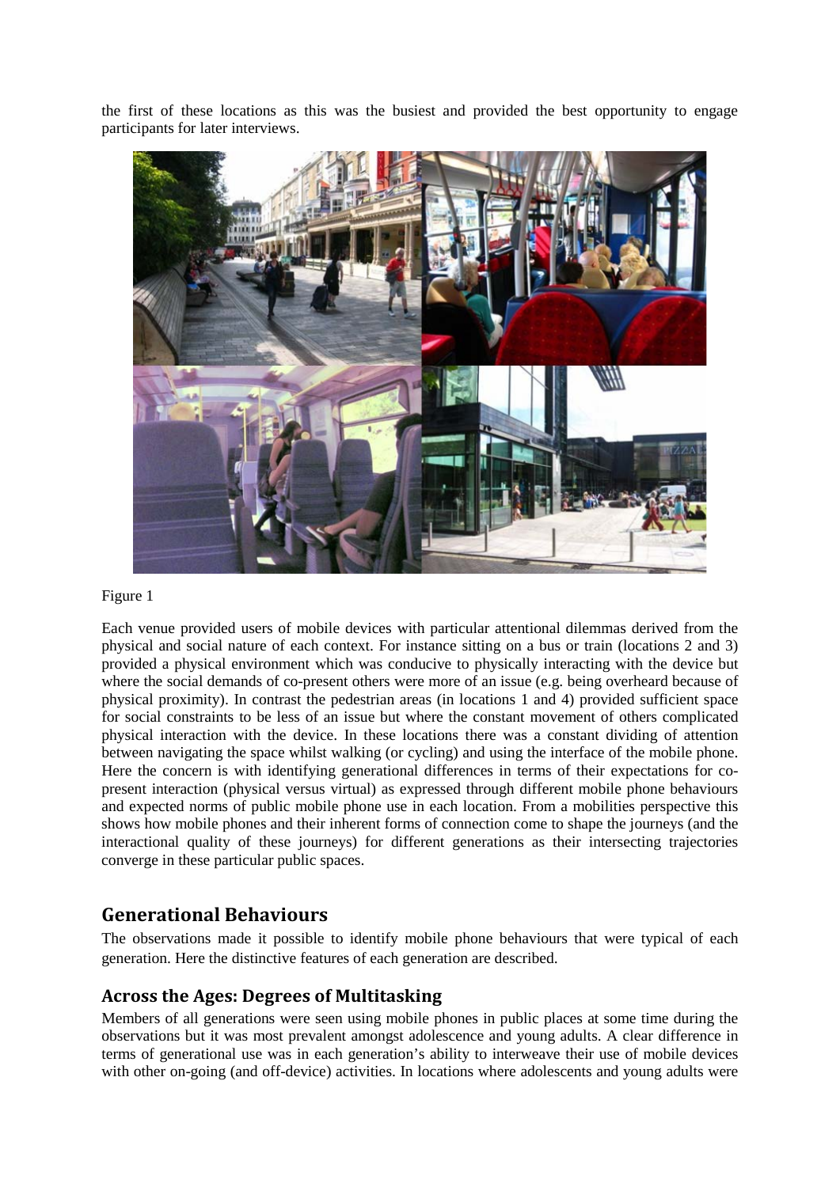the first of these locations as this was the busiest and provided the best opportunity to engage participants for later interviews.

Figure 1

Each venue provided users of mobile devices with particular attentional dilemmas derived from the physical and social nature of each context. For instance sitting on a bus or train (locations 2 and 3) provided a physical environment which was conducive to physically interacting with the device but where the social demands of co-present others were more of an issue (e.g. being overheard because of physical proximity). In contrast the pedestrian areas (in locations 1 and 4) provided sufficient space for social constraints to be less of an issue but where the constant movement of others complicated physical interaction with the device. In these locations there was a constant dividing of attention between navigating the space whilst walking (or cycling) and using the interface of the mobile phone. Here the concern is with identifying generational differences in terms of their expectations for co-present interaction (physical versus virtual) as expressed through different mobile phone behaviours and expected norms of public mobile phone use in each location. From a mobilities perspective this shows how mobile phones and their inherent forms of connection come to shape the journeys (and the interactional quality of these journeys) for different generations as their intersecting trajectories converge in these particular public spaces.

## Generational Behaviours

The observations made it possible to identify mobile phone behaviours that were typical of each generation. Here the distinctive features of each generation are described.

### Across the Ages: Degrees of Multitasking

Members of all generations were seen using mobile phones in public places at some time during the observations but it was most prevalent amongst adolescence and young adults. A clear difference in terms of generational use was in each generation's ability to interweave their use of mobile devices with other on-going (and off-device) activities. In locations where adolescents and young adults were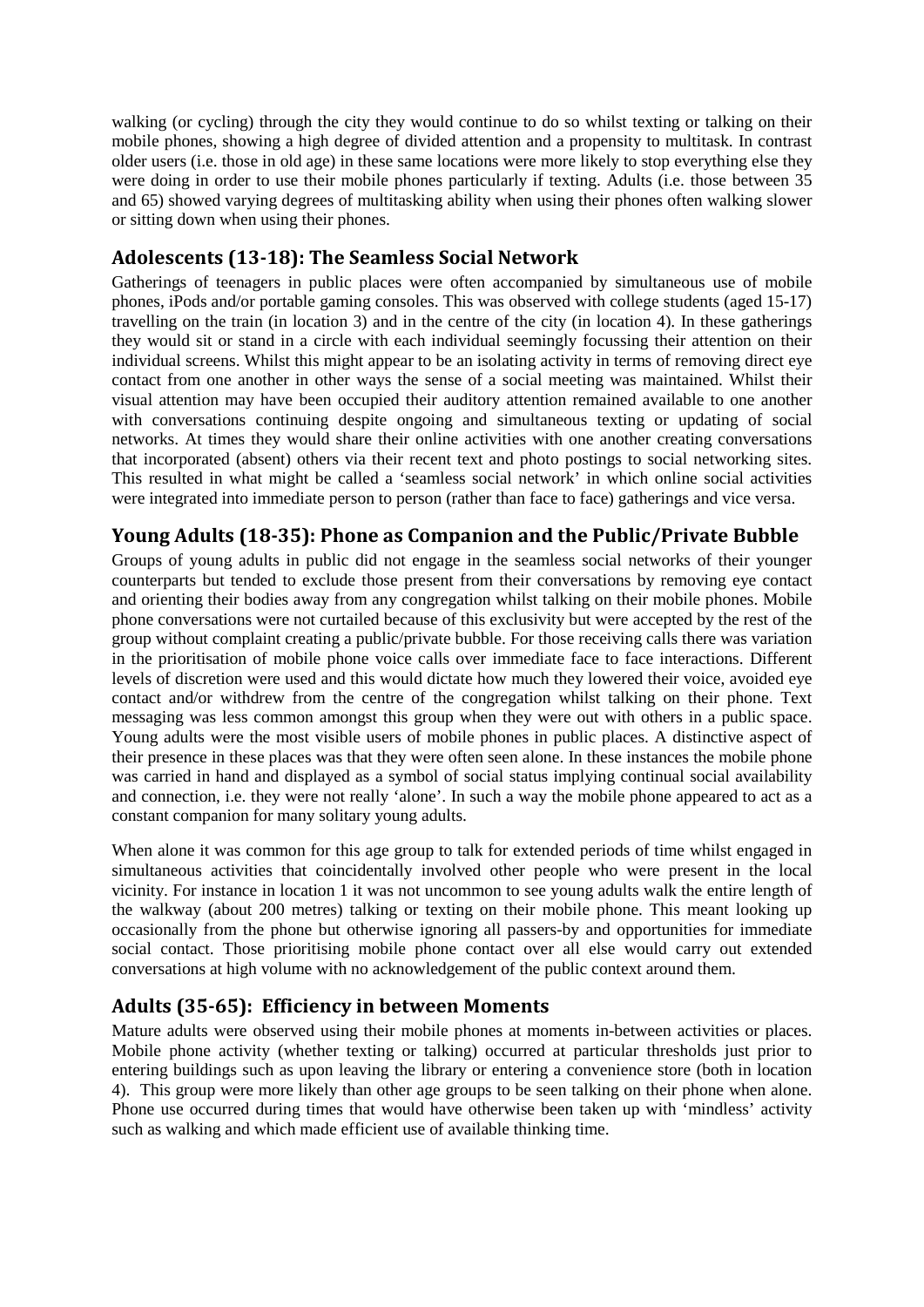walking (or cycling) through the city they would continue to do so whilst texting or talking on their mobile phones, showing a high degree of divided attention and a propensity to multitask. In contrast older users (i.e. those in old age) in these same locations were more likely to stop everything else they were doing in order to use their mobile phones particularly if texting. Adults (i.e. those between 35 and 65) showed varying degrees of multitasking ability when using their phones often walking slower or sitting down when using their phones.

## Adolescents (13-18): The Seamless Social Network

Gatherings of teenagers in public places were often accompanied by simultaneous use of mobile phones, iPods and/or portable gaming consoles. This was observed with college students (aged 15-17) travelling on the train (in location 3) and in the centre of the city (in location 4). In these gatherings they would sit or stand in a circle with each individual seemingly focussing their attention on their individual screens. Whilst this might appear to be an isolating activity in terms of removing direct eye contact from one another in other ways the sense of a social meeting was maintained. Whilst their visual attention may have been occupied their auditory attention remained available to one another with conversations continuing despite ongoing and simultaneous texting or updating of social networks. At times they would share their online activities with one another creating conversations that incorporated (absent) others via their recent text and photo postings to social networking sites. This resulted in what might be called a 'seamless social network' in which online social activities were integrated into immediate person to person (rather than face to face) gatherings and vice versa.

## Young Adults (18-35): Phone as Companion and the Public/Private Bubble

Groups of young adults in public did not engage in the seamless social networks of their younger counterparts but tended to exclude those present from their conversations by removing eye contact and orienting their bodies away from any congregation whilst talking on their mobile phones. Mobile phone conversations were not curtailed because of this exclusivity but were accepted by the rest of the group without complaint creating a public/private bubble. For those receiving calls there was variation in the prioritisation of mobile phone voice calls over immediate face to face interactions. Different levels of discretion were used and this would dictate how much they lowered their voice, avoided eye contact and/or withdrew from the centre of the congregation whilst talking on their phone. Text messaging was less common amongst this group when they were out with others in a public space. Young adults were the most visible users of mobile phones in public places. A distinctive aspect of their presence in these places was that they were often seen alone. In these instances the mobile phone was carried in hand and displayed as a symbol of social status implying continual social availability and connection, i.e. they were not really 'alone'. In such a way the mobile phone appeared to act as a constant companion for many solitary young adults.

When alone it was common for this age group to talk for extended periods of time whilst engaged in simultaneous activities that coincidentally involved other people who were present in the local vicinity. For instance in location 1 it was not uncommon to see young adults walk the entire length of the walkway (about 200 metres) talking or texting on their mobile phone. This meant looking up occasionally from the phone but otherwise ignoring all passers-by and opportunities for immediate social contact. Those prioritising mobile phone contact over all else would carry out extended conversations at high volume with no acknowledgement of the public context around them.

## Adults (35-65): Efficiency in between Moments

Mature adults were observed using their mobile phones at moments in-between activities or places. Mobile phone activity (whether texting or talking) occurred at particular thresholds just prior to entering buildings such as upon leaving the library or entering a convenience store (both in location 4). This group were more likely than other age groups to be seen talking on their phone when alone. Phone use occurred during times that would have otherwise been taken up with 'mindless' activity such as walking and which made efficient use of available thinking time.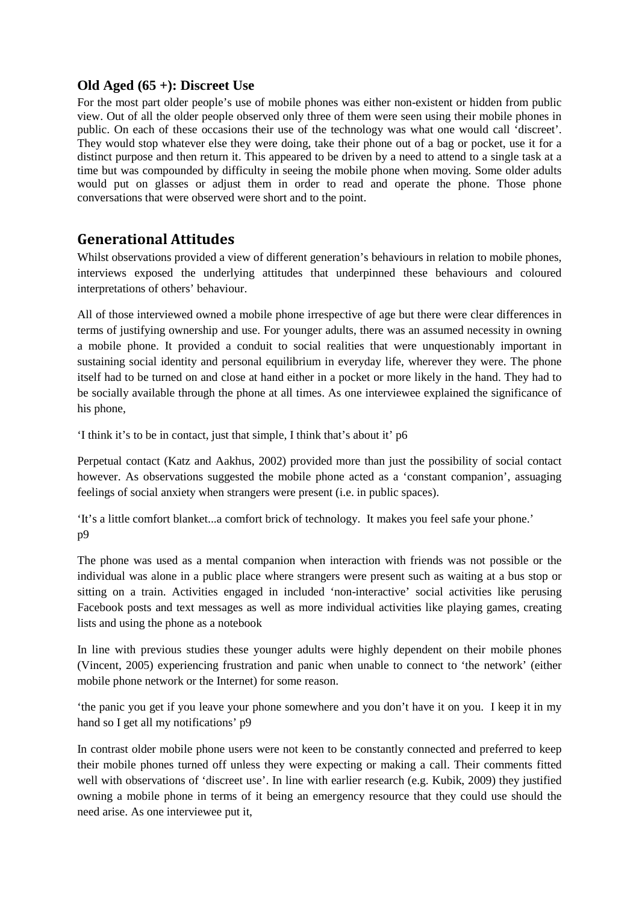### Old Aged (65 +): Discreet Use

For the most part older people's use of mobile phones was either non-existent or hidden from public view. Out of all the older people observed only three of them were seen using their mobile phones in public. On each of these occasions their use of the technology was what one would call 'discreet'. They would stop whatever else they were doing, take their phone out of a bag or pocket, use it for a distinct purpose and then return it. This appeared to be driven by a need to attend to a single task at a time but was compounded by difficulty in seeing the mobile phone when moving. Some older adults would put on glasses or adjust them in order to read and operate the phone. Those phone conversations that were observed were short and to the point.

## Generational Attitudes

Whilst observations provided a view of different generation's behaviours in relation to mobile phones, interviews exposed the underlying attitudes that underpinned these behaviours and coloured interpretations of others' behaviour.

All of those interviewed owned a mobile phone irrespective of age but there were clear differences in terms of justifying ownership and use. For younger adults, there was an assumed necessity in owning a mobile phone. It provided a conduit to social realities that were unquestionably important in sustaining social identity and personal equilibrium in everyday life, wherever they were. The phone itself had to be turned on and close at hand either in a pocket or more likely in the hand. They had to be socially available through the phone at all times. As one interviewee explained the significance of his phone,

'I think it's to be in contact, just that simple, I think that's about it' p6

Perpetual contact (Katz and Aakhus, 2002) provided more than just the possibility of social contact however. As observations suggested the mobile phone acted as a 'constant companion', assuaging feelings of social anxiety when strangers were present (i.e. in public spaces).

'It's a little comfort blanket...a comfort brick of technology. It makes you feel safe your phone.' p9

The phone was used as a mental companion when interaction with friends was not possible or the individual was alone in a public place where strangers were present such as waiting at a bus stop or sitting on a train. Activities engaged in included 'non-interactive' social activities like perusing Facebook posts and text messages as well as more individual activities like playing games, creating lists and using the phone as a notebook

In line with previous studies these younger adults were highly dependent on their mobile phones (Vincent, 2005) experiencing frustration and panic when unable to connect to 'the network' (either mobile phone network or the Internet) for some reason.

'the panic you get if you leave your phone somewhere and you don't have it on you. I keep it in my hand so I get all my notifications' p9

In contrast older mobile phone users were not keen to be constantly connected and preferred to keep their mobile phones turned off unless they were expecting or making a call. Their comments fitted well with observations of 'discreet use'. In line with earlier research (e.g. Kubik, 2009) they justified owning a mobile phone in terms of it being an emergency resource that they could use should the need arise. As one interviewee put it,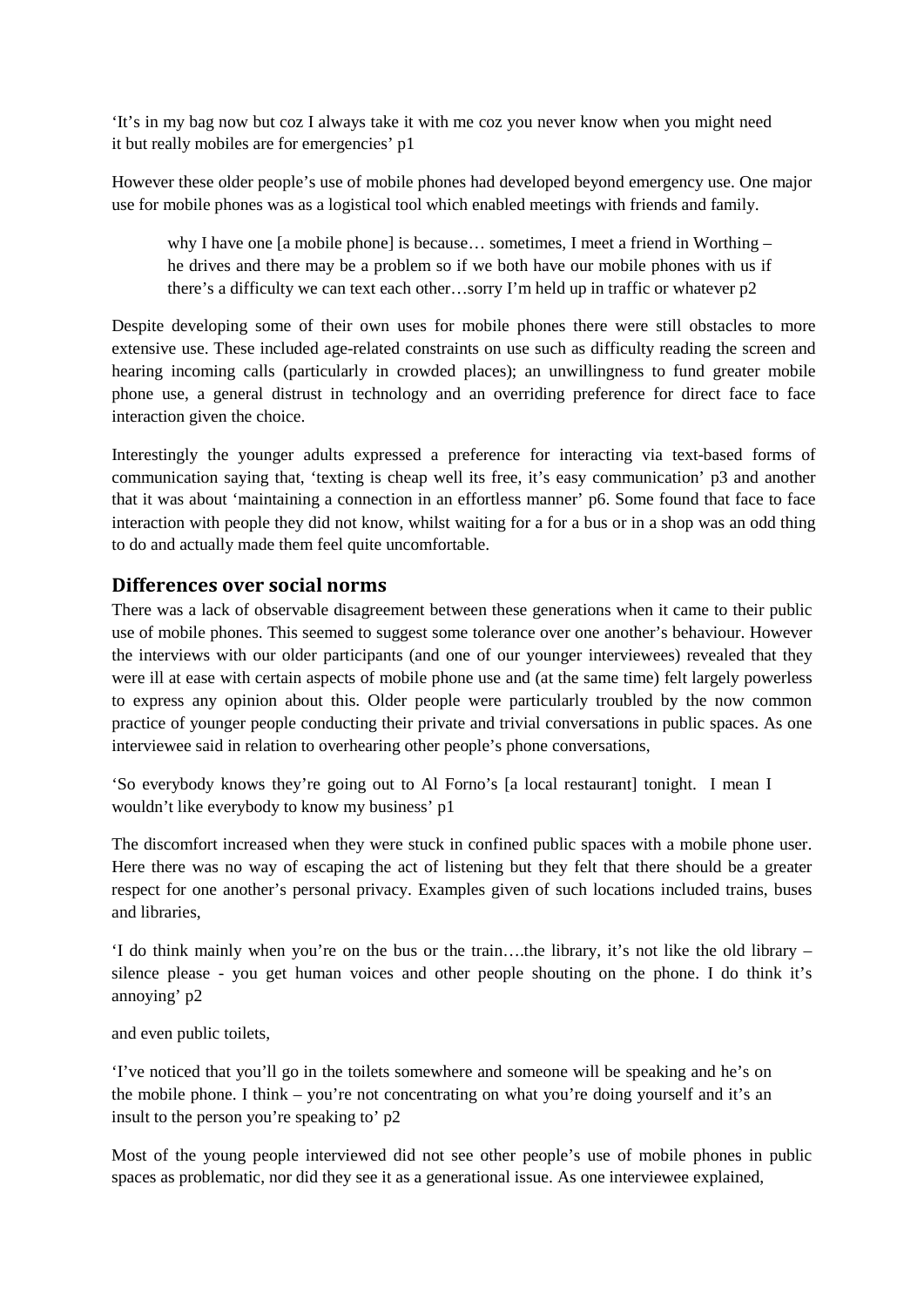'It's in my bag now but coz I always take it with me coz you never know when you might need it but really mobiles are for emergencies' p1

However these older people's use of mobile phones had developed beyond emergency use. One major use for mobile phones was as a logistical tool which enabled meetings with friends and family.

> why I have one [a mobile phone] is because… sometimes, I meet a friend in Worthing – he drives and there may be a problem so if we both have our mobile phones with us if there's a difficulty we can text each other…sorry I'm held up in traffic or whatever p2

Despite developing some of their own uses for mobile phones there were still obstacles to more extensive use. These included age-related constraints on use such as difficulty reading the screen and hearing incoming calls (particularly in crowded places); an unwillingness to fund greater mobile phone use, a general distrust in technology and an overriding preference for direct face to face interaction given the choice.

Interestingly the younger adults expressed a preference for interacting via text-based forms of communication saying that, 'texting is cheap well its free, it's easy communication' p3 and another that it was about 'maintaining a connection in an effortless manner' p6. Some found that face to face interaction with people they did not know, whilst waiting for a for a bus or in a shop was an odd thing to do and actually made them feel quite uncomfortable.

## Differences over social norms

There was a lack of observable disagreement between these generations when it came to their public use of mobile phones. This seemed to suggest some tolerance over one another's behaviour. However the interviews with our older participants (and one of our younger interviewees) revealed that they were ill at ease with certain aspects of mobile phone use and (at the same time) felt largely powerless to express any opinion about this. Older people were particularly troubled by the now common practice of younger people conducting their private and trivial conversations in public spaces. As one interviewee said in relation to overhearing other people's phone conversations,

'So everybody knows they're going out to Al Forno's [a local restaurant] tonight. I mean I wouldn't like everybody to know my business' p1

The discomfort increased when they were stuck in confined public spaces with a mobile phone user. Here there was no way of escaping the act of listening but they felt that there should be a greater respect for one another's personal privacy. Examples given of such locations included trains, buses and libraries,

'I do think mainly when you're on the bus or the train….the library, it's not like the old library – silence please - you get human voices and other people shouting on the phone. I do think it's annoying' p2

and even public toilets,

'I've noticed that you'll go in the toilets somewhere and someone will be speaking and he's on the mobile phone. I think – you're not concentrating on what you're doing yourself and it's an insult to the person you're speaking to' p2

Most of the young people interviewed did not see other people's use of mobile phones in public spaces as problematic, nor did they see it as a generational issue. As one interviewee explained,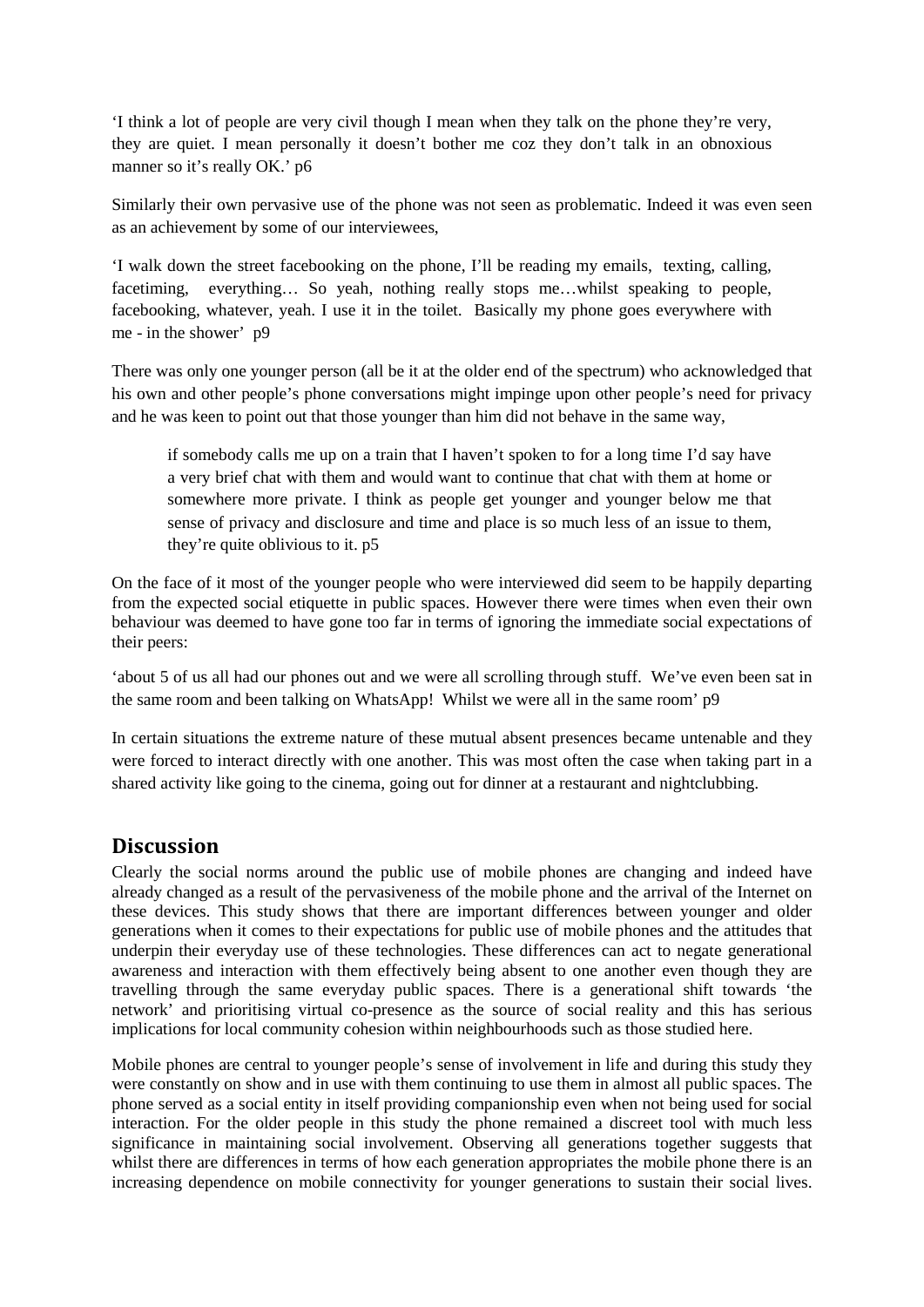'I think a lot of people are very civil though I mean when they talk on the phone they're very, they are quiet. I mean personally it doesn't bother me coz they don't talk in an obnoxious manner so it's really OK.' p6

Similarly their own pervasive use of the phone was not seen as problematic. Indeed it was even seen as an achievement by some of our interviewees,

'I walk down the street facebooking on the phone, I'll be reading my emails, texting, calling, facetiming, everything… So yeah, nothing really stops me…whilst speaking to people, facebooking, whatever, yeah. I use it in the toilet. Basically my phone goes everywhere with me - in the shower' p9

There was only one younger person (all be it at the older end of the spectrum) who acknowledged that his own and other people's phone conversations might impinge upon other people's need for privacy and he was keen to point out that those younger than him did not behave in the same way,

> if somebody calls me up on a train that I haven't spoken to for a long time I'd say have a very brief chat with them and would want to continue that chat with them at home or somewhere more private. I think as people get younger and younger below me that sense of privacy and disclosure and time and place is so much less of an issue to them, they're quite oblivious to it. p5

On the face of it most of the younger people who were interviewed did seem to be happily departing from the expected social etiquette in public spaces. However there were times when even their own behaviour was deemed to have gone too far in terms of ignoring the immediate social expectations of their peers:

'about 5 of us all had our phones out and we were all scrolling through stuff. We've even been sat in the same room and been talking on WhatsApp! Whilst we were all in the same room' p9

In certain situations the extreme nature of these mutual absent presences became untenable and they were forced to interact directly with one another. This was most often the case when taking part in a shared activity like going to the cinema, going out for dinner at a restaurant and nightclubbing.

## Discussion

Clearly the social norms around the public use of mobile phones are changing and indeed have already changed as a result of the pervasiveness of the mobile phone and the arrival of the Internet on these devices. This study shows that there are important differences between younger and older generations when it comes to their expectations for public use of mobile phones and the attitudes that underpin their everyday use of these technologies. These differences can act to negate generational awareness and interaction with them effectively being absent to one another even though they are travelling through the same everyday public spaces. There is a generational shift towards 'the network' and prioritising virtual co-presence as the source of social reality and this has serious implications for local community cohesion within neighbourhoods such as those studied here.

Mobile phones are central to younger people's sense of involvement in life and during this study they were constantly on show and in use with them continuing to use them in almost all public spaces. The phone served as a social entity in itself providing companionship even when not being used for social interaction. For the older people in this study the phone remained a discreet tool with much less significance in maintaining social involvement. Observing all generations together suggests that whilst there are differences in terms of how each generation appropriates the mobile phone there is an increasing dependence on mobile connectivity for younger generations to sustain their social lives.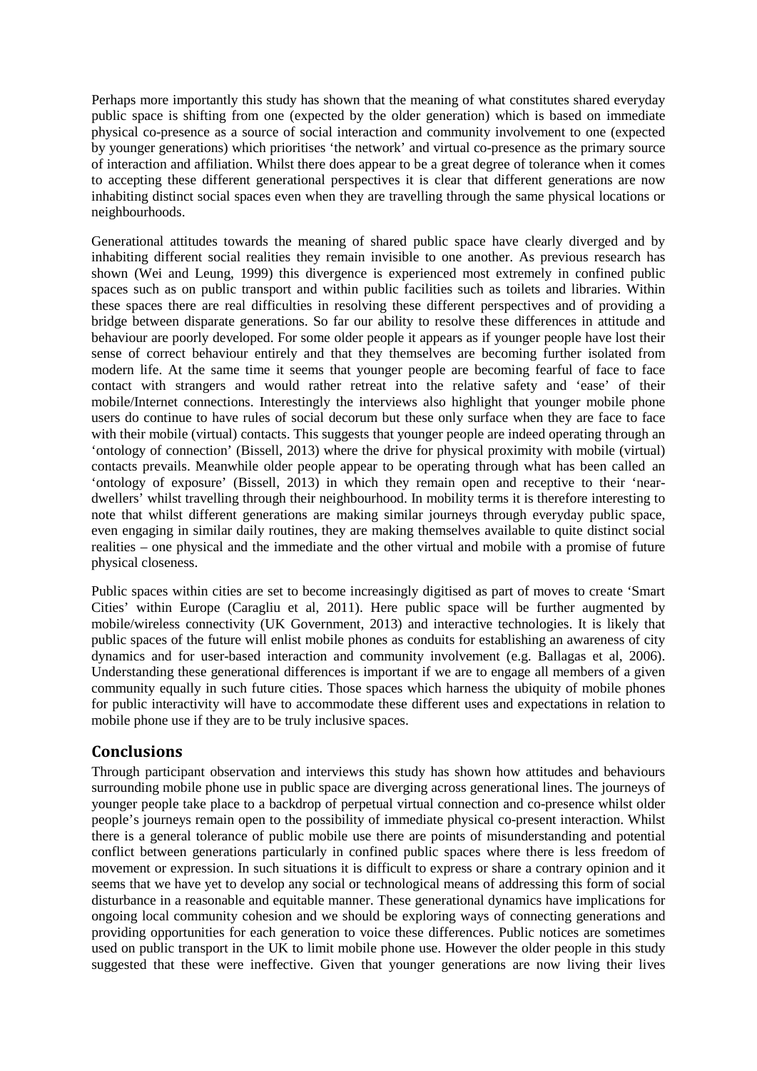Perhaps more importantly this study has shown that the meaning of what constitutes shared everyday public space is shifting from one (expected by the older generation) which is based on immediate physical co-presence as a source of social interaction and community involvement to one (expected by younger generations) which prioritises 'the network' and virtual co-presence as the primary source of interaction and affiliation. Whilst there does appear to be a great degree of tolerance when it comes to accepting these different generational perspectives it is clear that different generations are now inhabiting distinct social spaces even when they are travelling through the same physical locations or neighbourhoods.

Generational attitudes towards the meaning of shared public space have clearly diverged and by inhabiting different social realities they remain invisible to one another. As previous research has shown (Wei and Leung, 1999) this divergence is experienced most extremely in confined public spaces such as on public transport and within public facilities such as toilets and libraries. Within these spaces there are real difficulties in resolving these different perspectives and of providing a bridge between disparate generations. So far our ability to resolve these differences in attitude and behaviour are poorly developed. For some older people it appears as if younger people have lost their sense of correct behaviour entirely and that they themselves are becoming further isolated from modern life. At the same time it seems that younger people are becoming fearful of face to face contact with strangers and would rather retreat into the relative safety and 'ease' of their mobile/Internet connections. Interestingly the interviews also highlight that younger mobile phone users do continue to have rules of social decorum but these only surface when they are face to face with their mobile (virtual) contacts. This suggests that younger people are indeed operating through an 'ontology of connection' (Bissell, 2013) where the drive for physical proximity with mobile (virtual) contacts prevails. Meanwhile older people appear to be operating through what has been called an 'ontology of exposure' (Bissell, 2013) in which they remain open and receptive to their 'near-dwellers' whilst travelling through their neighbourhood. In mobility terms it is therefore interesting to note that whilst different generations are making similar journeys through everyday public space, even engaging in similar daily routines, they are making themselves available to quite distinct social realities – one physical and the immediate and the other virtual and mobile with a promise of future physical closeness.

Public spaces within cities are set to become increasingly digitised as part of moves to create 'Smart Cities' within Europe (Caragliu et al, 2011). Here public space will be further augmented by mobile/wireless connectivity (UK Government, 2013) and interactive technologies. It is likely that public spaces of the future will enlist mobile phones as conduits for establishing an awareness of city dynamics and for user-based interaction and community involvement (e.g. Ballagas et al, 2006). Understanding these generational differences is important if we are to engage all members of a given community equally in such future cities. Those spaces which harness the ubiquity of mobile phones for public interactivity will have to accommodate these different uses and expectations in relation to mobile phone use if they are to be truly inclusive spaces.

## Conclusions

Through participant observation and interviews this study has shown how attitudes and behaviours surrounding mobile phone use in public space are diverging across generational lines. The journeys of younger people take place to a backdrop of perpetual virtual connection and co-presence whilst older people's journeys remain open to the possibility of immediate physical co-present interaction. Whilst there is a general tolerance of public mobile use there are points of misunderstanding and potential conflict between generations particularly in confined public spaces where there is less freedom of movement or expression. In such situations it is difficult to express or share a contrary opinion and it seems that we have yet to develop any social or technological means of addressing this form of social disturbance in a reasonable and equitable manner. These generational dynamics have implications for ongoing local community cohesion and we should be exploring ways of connecting generations and providing opportunities for each generation to voice these differences. Public notices are sometimes used on public transport in the UK to limit mobile phone use. However the older people in this study suggested that these were ineffective. Given that younger generations are now living their lives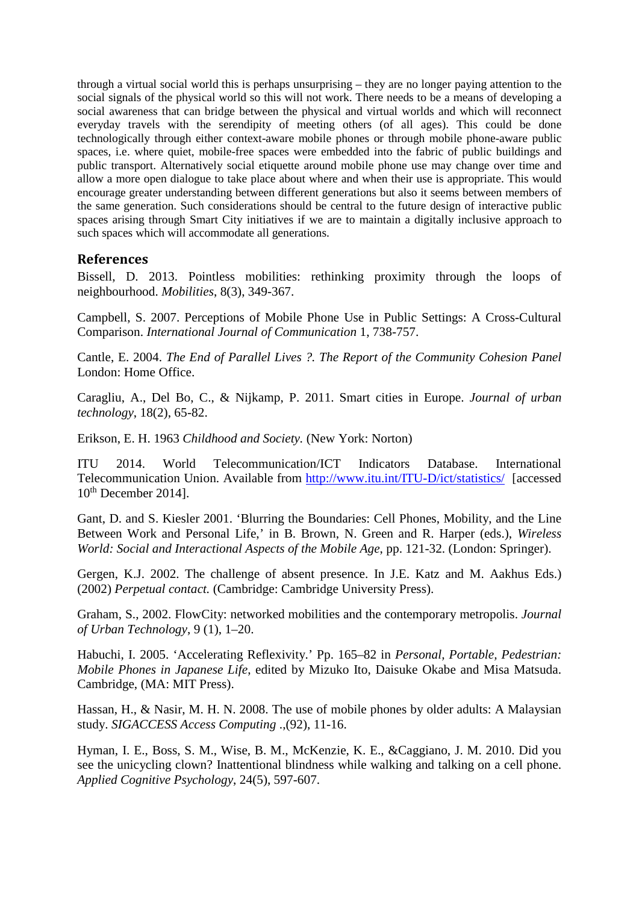through a virtual social world this is perhaps unsurprising – they are no longer paying attention to the social signals of the physical world so this will not work. There needs to be a means of developing a social awareness that can bridge between the physical and virtual worlds and which will reconnect everyday travels with the serendipity of meeting others (of all ages). This could be done technologically through either context-aware mobile phones or through mobile phone-aware public spaces, i.e. where quiet, mobile-free spaces were embedded into the fabric of public buildings and public transport. Alternatively social etiquette around mobile phone use may change over time and allow a more open dialogue to take place about where and when their use is appropriate. This would encourage greater understanding between different generations but also it seems between members of the same generation. Such considerations should be central to the future design of interactive public spaces arising through Smart City initiatives if we are to maintain a digitally inclusive approach to such spaces which will accommodate all generations.

## References

Bissell, D. 2013. Pointless mobilities: rethinking proximity through the loops of neighbourhood. *Mobilities*, 8(3), 349-367.

Campbell, S. 2007. Perceptions of Mobile Phone Use in Public Settings: A Cross-Cultural Comparison. *International Journal of Communication* 1, 738-757.

Cantle, E. 2004. *The End of Parallel Lives ?. The Report of the Community Cohesion Panel* London: Home Office.

Caragliu, A., Del Bo, C., & Nijkamp, P. 2011. Smart cities in Europe. *Journal of urban technology*, 18(2), 65-82.

Erikson, E. H. 1963 *Childhood and Society.* (New York: Norton)

ITU 2014. World Telecommunication/ICT Indicators Database. International Telecommunication Union. Available from http://www.itu.int/ITU-D/ict/statistics/ [accessed 10th December 2014].

Gant, D. and S. Kiesler 2001. 'Blurring the Boundaries: Cell Phones, Mobility, and the Line Between Work and Personal Life,' in B. Brown, N. Green and R. Harper (eds.), *Wireless World: Social and Interactional Aspects of the Mobile Age*, pp. 121-32. (London: Springer).

Gergen, K.J. 2002. The challenge of absent presence. In J.E. Katz and M. Aakhus Eds.) (2002) *Perpetual contact.* (Cambridge: Cambridge University Press).

Graham, S., 2002. FlowCity: networked mobilities and the contemporary metropolis. *Journal of Urban Technology*, 9 (1), 1–20.

Habuchi, I. 2005. 'Accelerating Reflexivity.' Pp. 165–82 in *Personal, Portable, Pedestrian: Mobile Phones in Japanese Life*, edited by Mizuko Ito, Daisuke Okabe and Misa Matsuda. Cambridge, (MA: MIT Press).

Hassan, H., & Nasir, M. H. N. 2008. The use of mobile phones by older adults: A Malaysian study. *SIGACCESS Access Computing* .,(92), 11-16.

Hyman, I. E., Boss, S. M., Wise, B. M., McKenzie, K. E., &Caggiano, J. M. 2010. Did you see the unicycling clown? Inattentional blindness while walking and talking on a cell phone. *Applied Cognitive Psychology*, 24(5), 597-607.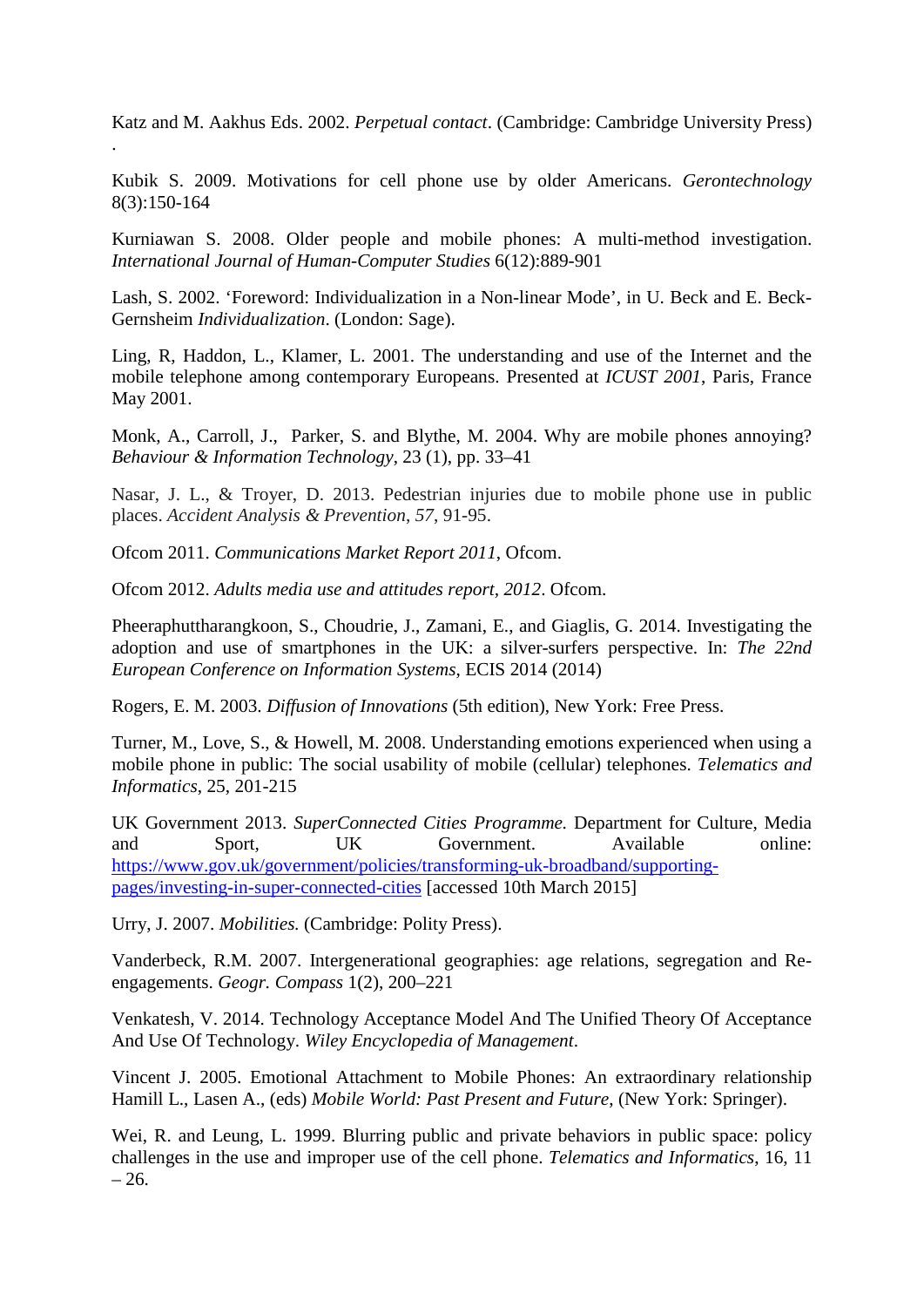Katz and M. Aakhus Eds. 2002. *Perpetual contact*. (Cambridge: Cambridge University Press) .

Kubik S. 2009. Motivations for cell phone use by older Americans. *Gerontechnology* 8(3):150-164

Kurniawan S. 2008. Older people and mobile phones: A multi-method investigation. *International Journal of Human-Computer Studies* 6(12):889-901

Lash, S. 2002. 'Foreword: Individualization in a Non-linear Mode', in U. Beck and E. Beck-Gernsheim *Individualization*. (London: Sage).

Ling, R, Haddon, L., Klamer, L. 2001. The understanding and use of the Internet and the mobile telephone among contemporary Europeans. Presented at *ICUST 2001*, Paris, France May 2001.

Monk, A., Carroll, J., Parker, S. and Blythe, M. 2004. Why are mobile phones annoying? *Behaviour & Information Technology*, 23 (1), pp. 33–41

Nasar, J. L., & Troyer, D. 2013. Pedestrian injuries due to mobile phone use in public places. *Accident Analysis & Prevention*, *57*, 91-95.

Ofcom 2011. *Communications Market Report 2011*, Ofcom.

Ofcom 2012. *Adults media use and attitudes report, 2012*. Ofcom.

Pheeraphuttharangkoon, S., Choudrie, J., Zamani, E., and Giaglis, G. 2014. Investigating the adoption and use of smartphones in the UK: a silver-surfers perspective. In: *The 22nd European Conference on Information Systems*, ECIS 2014 (2014)

Rogers, E. M. 2003. *Diffusion of Innovations* (5th edition), New York: Free Press.

Turner, M., Love, S., & Howell, M. 2008. Understanding emotions experienced when using a mobile phone in public: The social usability of mobile (cellular) telephones. *Telematics and Informatics*, 25, 201-215

UK Government 2013. *SuperConnected Cities Programme.* Department for Culture, Media and Sport, UK Government. Available online: [https://www.gov.uk/government/policies/transforming-uk-broadband/supporting-pages/investing-in-super-connected-cities](https://www.gov.uk/government/policies/transforming-uk-broadband/supporting-pages/investing-in-super-connected-cities) [accessed 10th March 2015]

Urry, J. 2007. *Mobilities.* (Cambridge: Polity Press).

Vanderbeck, R.M. 2007. Intergenerational geographies: age relations, segregation and Re-engagements. *Geogr. Compass* 1(2), 200–221

Venkatesh, V. 2014. Technology Acceptance Model And The Unified Theory Of Acceptance And Use Of Technology. *Wiley Encyclopedia of Management*.

Vincent J. 2005. Emotional Attachment to Mobile Phones: An extraordinary relationship Hamill L., Lasen A., (eds) *Mobile World: Past Present and Future*, (New York: Springer).

Wei, R. and Leung, L. 1999. Blurring public and private behaviors in public space: policy challenges in the use and improper use of the cell phone. *Telematics and Informatics*, 16, 11 – 26.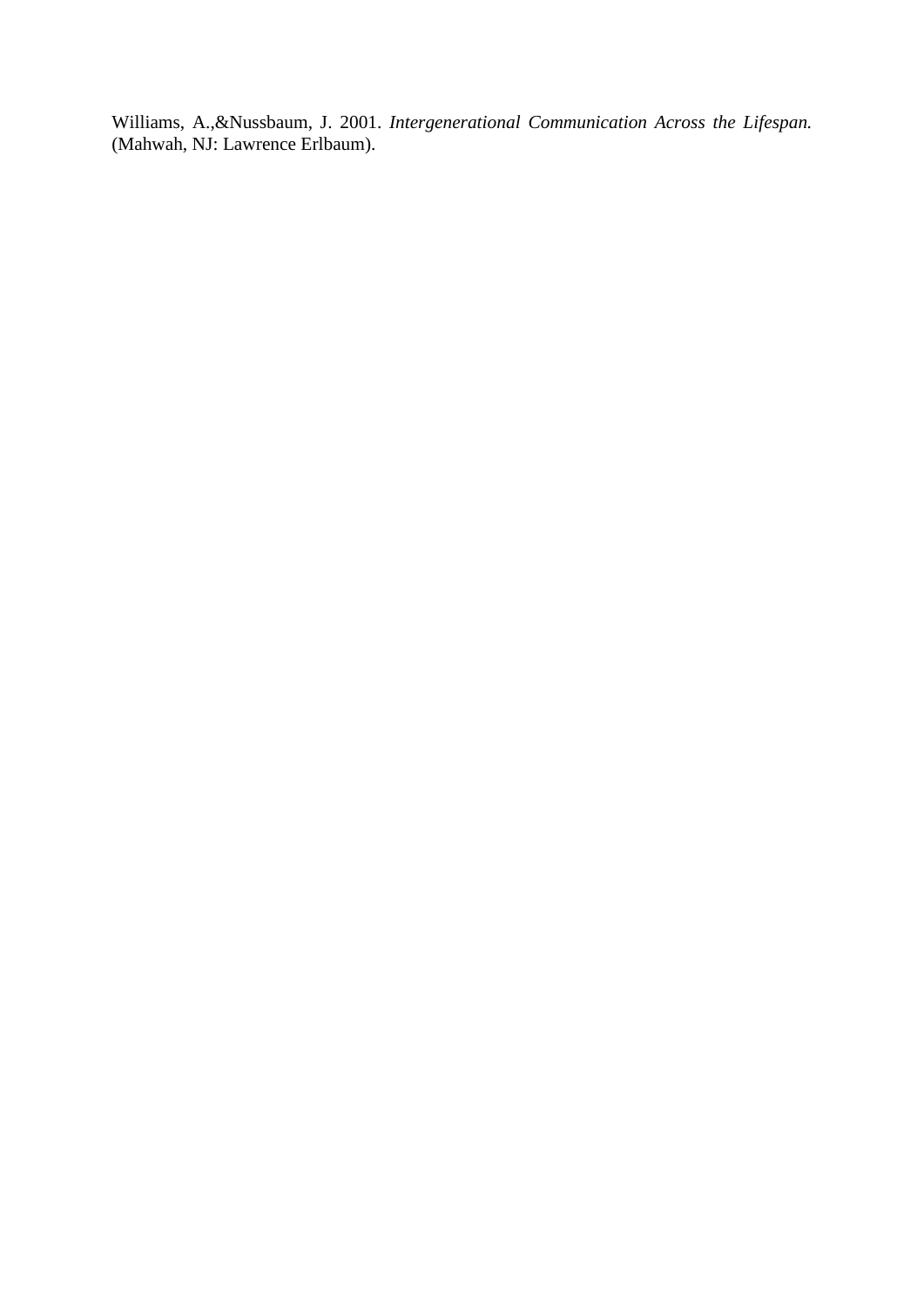Williams, A.,&Nussbaum, J. 2001. *Intergenerational Communication Across the Lifespan.* (Mahwah, NJ: Lawrence Erlbaum).